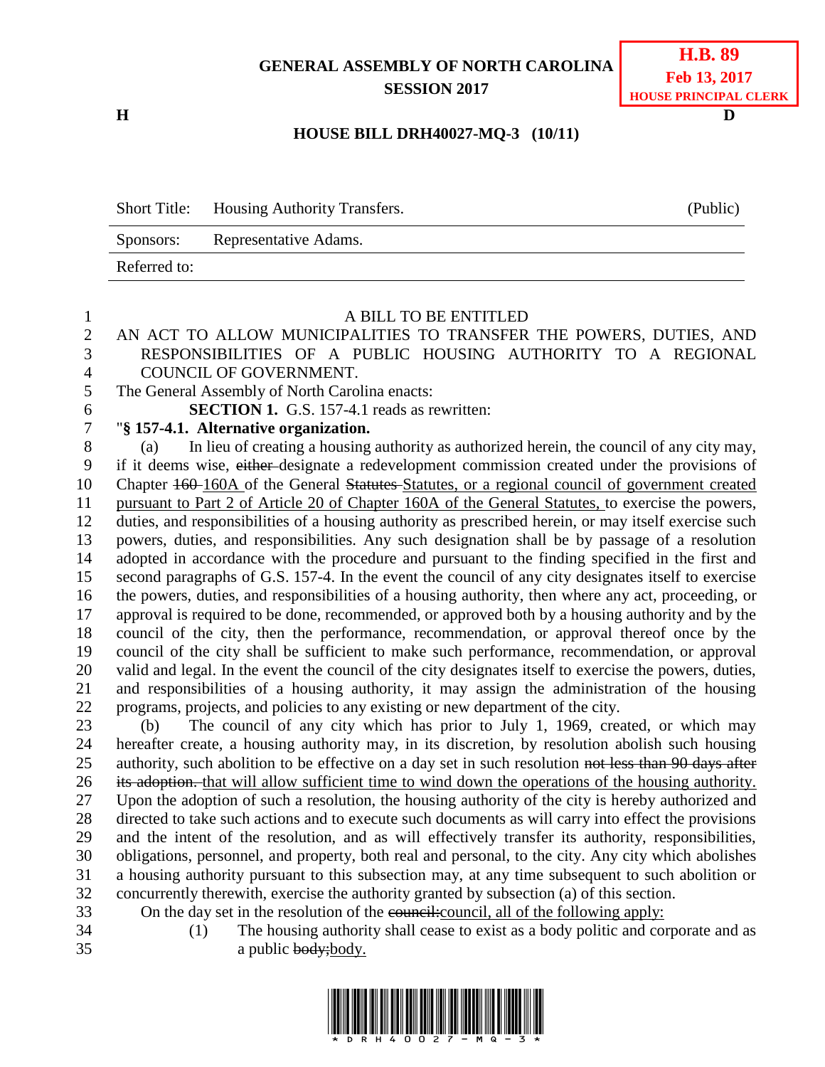GENERAL ASSEMBLY OF NORTH CAROLINA
SESSION 2017

**H.B. 89**
**Feb 13, 2017**
**HOUSE PRINCIPAL CLERK**

H D

**HOUSE BILL DRH40027-MQ-3 (10/11)**

| Short Title: | Housing Authority Transfers. | (Public) |
|---|---|---|
| Sponsors: | Representative Adams. | |
| Referred to: | | |

A BILL TO BE ENTITLED

AN ACT TO ALLOW MUNICIPALITIES TO TRANSFER THE POWERS, DUTIES, AND RESPONSIBILITIES OF A PUBLIC HOUSING AUTHORITY TO A REGIONAL COUNCIL OF GOVERNMENT.

The General Assembly of North Carolina enacts:

**SECTION 1.** G.S. 157-4.1 reads as rewritten:

"**§ 157-4.1. Alternative organization.**

(a) In lieu of creating a housing authority as authorized herein, the council of any city may, if it deems wise, ~~either~~ designate a redevelopment commission created under the provisions of Chapter ~~160~~ <u>160A</u> of the General ~~Statutes~~ <u>Statutes, or a regional council of government created pursuant to Part 2 of Article 20 of Chapter 160A of the General Statutes,</u> to exercise the powers, duties, and responsibilities of a housing authority as prescribed herein, or may itself exercise such powers, duties, and responsibilities. Any such designation shall be by passage of a resolution adopted in accordance with the procedure and pursuant to the finding specified in the first and second paragraphs of G.S. 157-4. In the event the council of any city designates itself to exercise the powers, duties, and responsibilities of a housing authority, then where any act, proceeding, or approval is required to be done, recommended, or approved both by a housing authority and by the council of the city, then the performance, recommendation, or approval thereof once by the council of the city shall be sufficient to make such performance, recommendation, or approval valid and legal. In the event the council of the city designates itself to exercise the powers, duties, and responsibilities of a housing authority, it may assign the administration of the housing programs, projects, and policies to any existing or new department of the city.

(b) The council of any city which has prior to July 1, 1969, created, or which may hereafter create, a housing authority may, in its discretion, by resolution abolish such housing authority, such abolition to be effective on a day set in such resolution ~~not less than 90 days after its adoption.~~ <u>that will allow sufficient time to wind down the operations of the housing authority.</u> Upon the adoption of such a resolution, the housing authority of the city is hereby authorized and directed to take such actions and to execute such documents as will carry into effect the provisions and the intent of the resolution, and as will effectively transfer its authority, responsibilities, obligations, personnel, and property, both real and personal, to the city. Any city which abolishes a housing authority pursuant to this subsection may, at any time subsequent to such abolition or concurrently therewith, exercise the authority granted by subsection (a) of this section.

On the day set in the resolution of the ~~council:~~ <u>council, all of the following apply:</u>

(1) The housing authority shall cease to exist as a body politic and corporate and as a public ~~body;~~ <u>body.</u>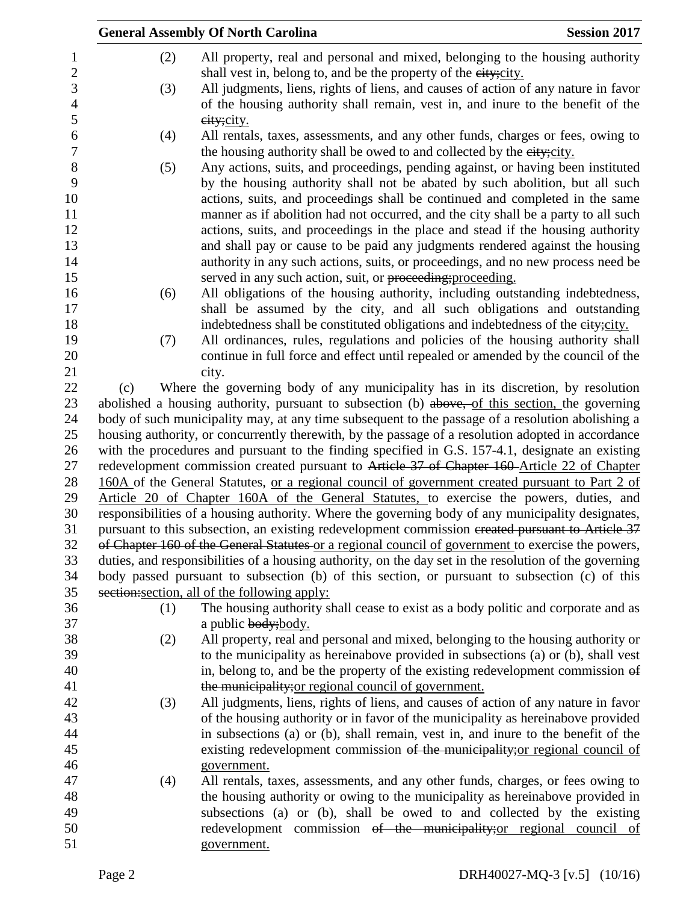(2) All property, real and personal and mixed, belonging to the housing authority shall vest in, belong to, and be the property of the ~~city;~~city.

(3) All judgments, liens, rights of liens, and causes of action of any nature in favor of the housing authority shall remain, vest in, and inure to the benefit of the ~~city;~~city.

(4) All rentals, taxes, assessments, and any other funds, charges or fees, owing to the housing authority shall be owed to and collected by the ~~city;~~city.

(5) Any actions, suits, and proceedings, pending against, or having been instituted by the housing authority shall not be abated by such abolition, but all such actions, suits, and proceedings shall be continued and completed in the same manner as if abolition had not occurred, and the city shall be a party to all such actions, suits, and proceedings in the place and stead if the housing authority and shall pay or cause to be paid any judgments rendered against the housing authority in any such actions, suits, or proceedings, and no new process need be served in any such action, suit, or ~~proceeding;~~proceeding.

(6) All obligations of the housing authority, including outstanding indebtedness, shall be assumed by the city, and all such obligations and outstanding indebtedness shall be constituted obligations and indebtedness of the ~~city;~~city.

(7) All ordinances, rules, regulations and policies of the housing authority shall continue in full force and effect until repealed or amended by the council of the city.

(c) Where the governing body of any municipality has in its discretion, by resolution abolished a housing authority, pursuant to subsection (b) ~~above,~~ of this section, the governing body of such municipality may, at any time subsequent to the passage of a resolution abolishing a housing authority, or concurrently therewith, by the passage of a resolution adopted in accordance with the procedures and pursuant to the finding specified in G.S. 157-4.1, designate an existing redevelopment commission created pursuant to ~~Article 37 of Chapter 160~~ Article 22 of Chapter 160A of the General Statutes, or a regional council of government created pursuant to Part 2 of Article 20 of Chapter 160A of the General Statutes, to exercise the powers, duties, and responsibilities of a housing authority. Where the governing body of any municipality designates, pursuant to this subsection, an existing redevelopment commission ~~created pursuant to Article 37 of Chapter 160 of the General Statutes~~ or a regional council of government to exercise the powers, duties, and responsibilities of a housing authority, on the day set in the resolution of the governing body passed pursuant to subsection (b) of this section, or pursuant to subsection (c) of this ~~section:~~section, all of the following apply:

(1) The housing authority shall cease to exist as a body politic and corporate and as a public ~~body;~~body.

(2) All property, real and personal and mixed, belonging to the housing authority or to the municipality as hereinabove provided in subsections (a) or (b), shall vest in, belong to, and be the property of the existing redevelopment commission ~~of the municipality;~~or regional council of government.

(3) All judgments, liens, rights of liens, and causes of action of any nature in favor of the housing authority or in favor of the municipality as hereinabove provided in subsections (a) or (b), shall remain, vest in, and inure to the benefit of the existing redevelopment commission ~~of the municipality;~~or regional council of government.

(4) All rentals, taxes, assessments, and any other funds, charges, or fees owing to the housing authority or owing to the municipality as hereinabove provided in subsections (a) or (b), shall be owed to and collected by the existing redevelopment commission ~~of the municipality;~~or regional council of government.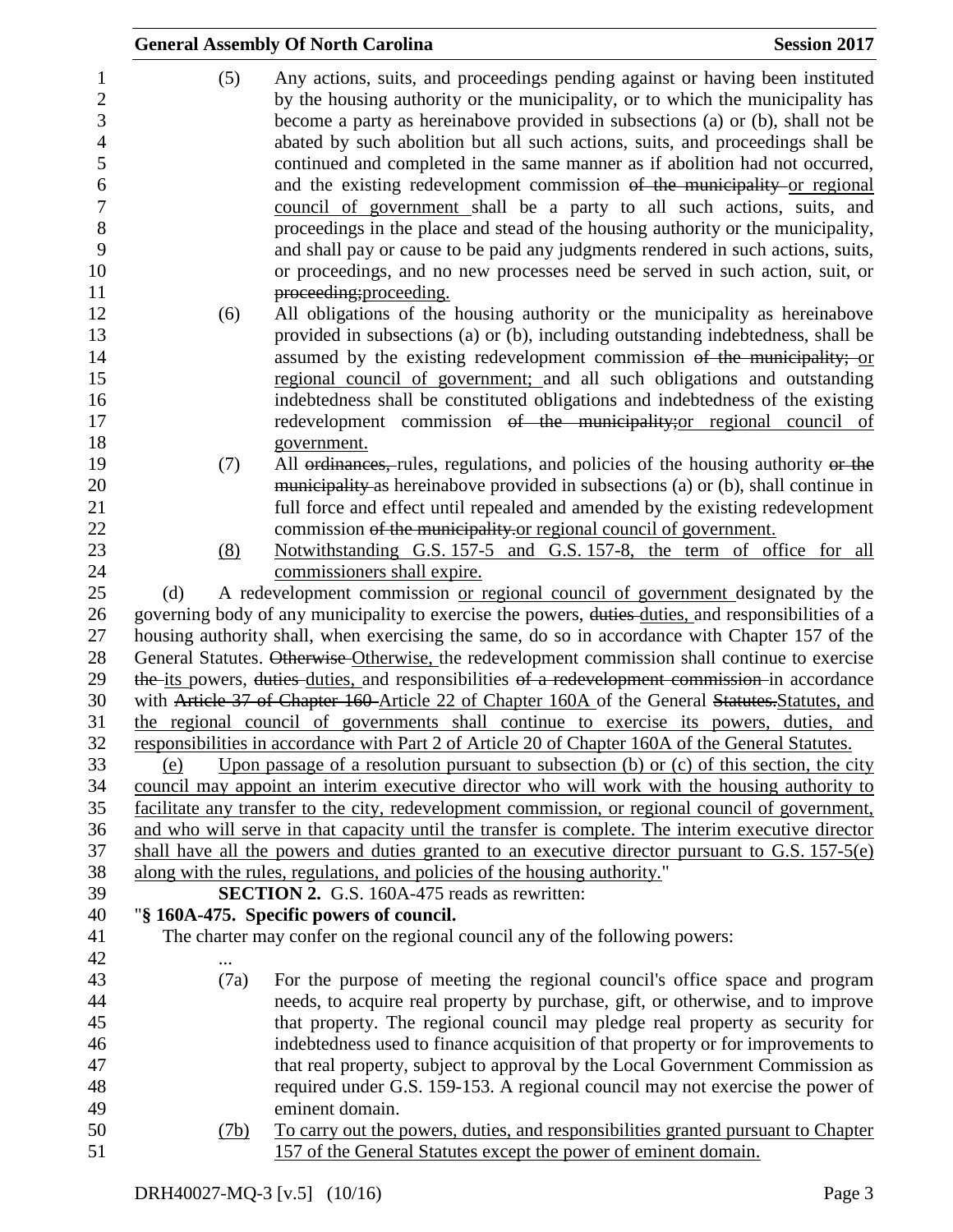(5) Any actions, suits, and proceedings pending against or having been instituted by the housing authority or the municipality, or to which the municipality has become a party as hereinabove provided in subsections (a) or (b), shall not be abated by such abolition but all such actions, suits, and proceedings shall be continued and completed in the same manner as if abolition had not occurred, and the existing redevelopment commission ~~of the municipality~~ or regional council of government shall be a party to all such actions, suits, and proceedings in the place and stead of the housing authority or the municipality, and shall pay or cause to be paid any judgments rendered in such actions, suits, or proceedings, and no new processes need be served in such action, suit, or ~~proceeding;~~proceeding.

(6) All obligations of the housing authority or the municipality as hereinabove provided in subsections (a) or (b), including outstanding indebtedness, shall be assumed by the existing redevelopment commission ~~of the municipality;~~ or regional council of government; and all such obligations and outstanding indebtedness shall be constituted obligations and indebtedness of the existing redevelopment commission ~~of the municipality;~~or regional council of government.

(7) All ~~ordinances,~~ rules, regulations, and policies of the housing authority ~~or the municipality~~ as hereinabove provided in subsections (a) or (b), shall continue in full force and effect until repealed and amended by the existing redevelopment commission ~~of the municipality.~~or regional council of government.

(8) Notwithstanding G.S. 157-5 and G.S. 157-8, the term of office for all commissioners shall expire.

(d) A redevelopment commission or regional council of government designated by the governing body of any municipality to exercise the powers, ~~duties~~ duties, and responsibilities of a housing authority shall, when exercising the same, do so in accordance with Chapter 157 of the General Statutes. ~~Otherwise~~ Otherwise, the redevelopment commission shall continue to exercise ~~the~~ its powers, ~~duties~~ duties, and responsibilities ~~of a redevelopment commission~~ in accordance with ~~Article 37 of Chapter 160~~ Article 22 of Chapter 160A of the General ~~Statutes.~~Statutes, and the regional council of governments shall continue to exercise its powers, duties, and responsibilities in accordance with Part 2 of Article 20 of Chapter 160A of the General Statutes.

(e) Upon passage of a resolution pursuant to subsection (b) or (c) of this section, the city council may appoint an interim executive director who will work with the housing authority to facilitate any transfer to the city, redevelopment commission, or regional council of government, and who will serve in that capacity until the transfer is complete. The interim executive director shall have all the powers and duties granted to an executive director pursuant to G.S. 157-5(e) along with the rules, regulations, and policies of the housing authority."

**SECTION 2.** G.S. 160A-475 reads as rewritten:

"**§ 160A-475. Specific powers of council.**

The charter may confer on the regional council any of the following powers:

...

(7a) For the purpose of meeting the regional council's office space and program needs, to acquire real property by purchase, gift, or otherwise, and to improve that property. The regional council may pledge real property as security for indebtedness used to finance acquisition of that property or for improvements to that real property, subject to approval by the Local Government Commission as required under G.S. 159-153. A regional council may not exercise the power of eminent domain.

(7b) To carry out the powers, duties, and responsibilities granted pursuant to Chapter 157 of the General Statutes except the power of eminent domain.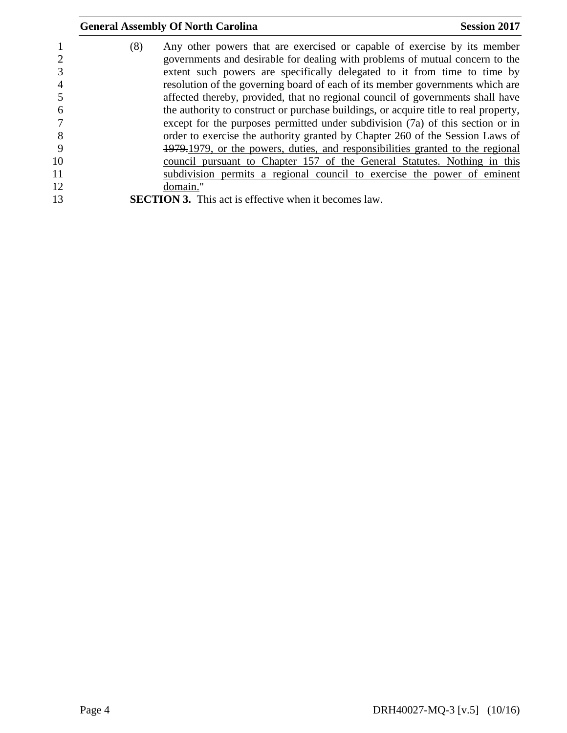(8) Any other powers that are exercised or capable of exercise by its member governments and desirable for dealing with problems of mutual concern to the extent such powers are specifically delegated to it from time to time by resolution of the governing board of each of its member governments which are affected thereby, provided, that no regional council of governments shall have the authority to construct or purchase buildings, or acquire title to real property, except for the purposes permitted under subdivision (7a) of this section or in order to exercise the authority granted by Chapter 260 of the Session Laws of ~~1979.~~1979, or the powers, duties, and responsibilities granted to the regional council pursuant to Chapter 157 of the General Statutes. Nothing in this subdivision permits a regional council to exercise the power of eminent domain."

**SECTION 3.** This act is effective when it becomes law.